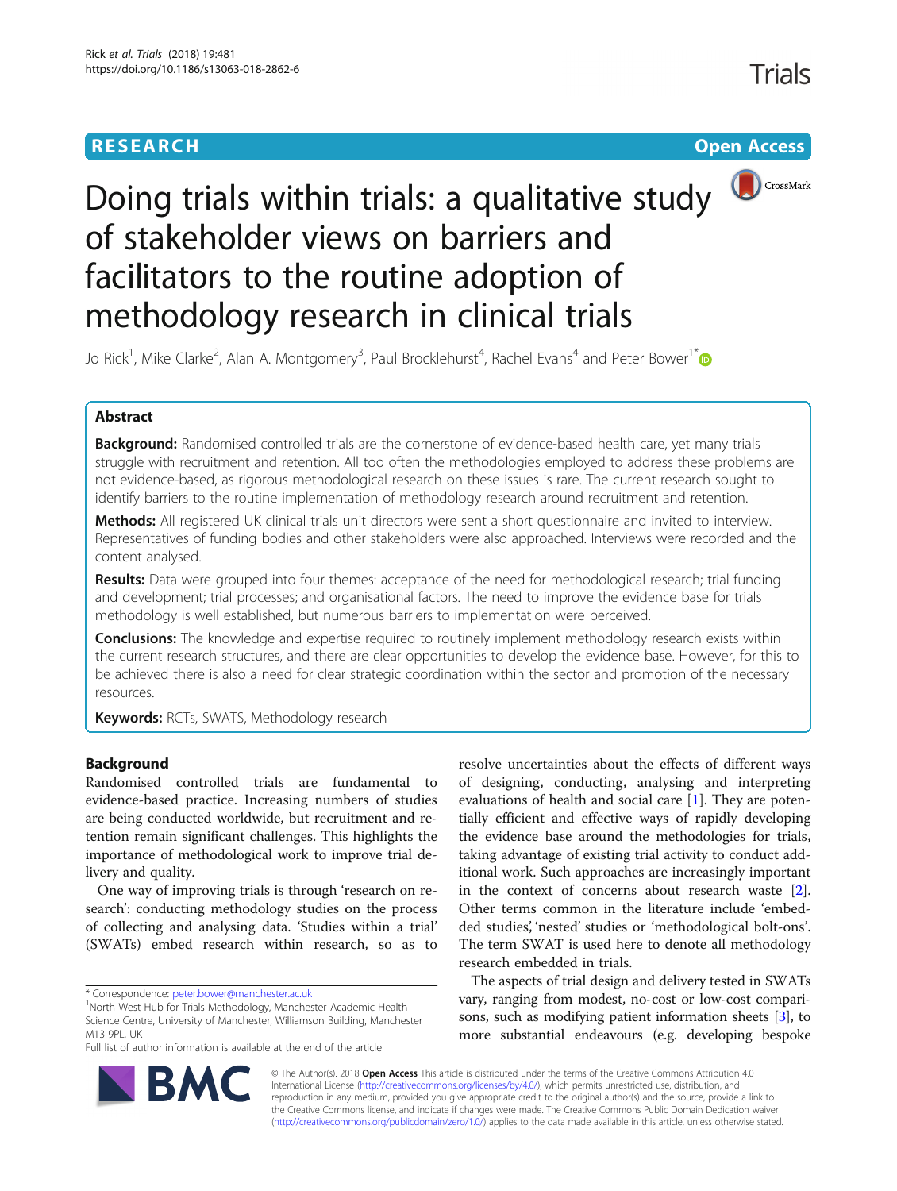RESEARCH

Open Access

# Doing trials within trials: a qualitative study of stakeholder views on barriers and facilitators to the routine adoption of methodology research in clinical trials

Jo Rick[1], Mike Clarke[2], Alan A. Montgomery[3], Paul Brocklehurst[4], Rachel Evans[4] and Peter Bower[1*]

## Abstract

**Background:** Randomised controlled trials are the cornerstone of evidence-based health care, yet many trials struggle with recruitment and retention. All too often the methodologies employed to address these problems are not evidence-based, as rigorous methodological research on these issues is rare. The current research sought to identify barriers to the routine implementation of methodology research around recruitment and retention.

**Methods:** All registered UK clinical trials unit directors were sent a short questionnaire and invited to interview. Representatives of funding bodies and other stakeholders were also approached. Interviews were recorded and the content analysed.

**Results:** Data were grouped into four themes: acceptance of the need for methodological research; trial funding and development; trial processes; and organisational factors. The need to improve the evidence base for trials methodology is well established, but numerous barriers to implementation were perceived.

**Conclusions:** The knowledge and expertise required to routinely implement methodology research exists within the current research structures, and there are clear opportunities to develop the evidence base. However, for this to be achieved there is also a need for clear strategic coordination within the sector and promotion of the necessary resources.

**Keywords:** RCTs, SWATS, Methodology research

## Background

Randomised controlled trials are fundamental to evidence-based practice. Increasing numbers of studies are being conducted worldwide, but recruitment and retention remain significant challenges. This highlights the importance of methodological work to improve trial delivery and quality.

One way of improving trials is through 'research on research': conducting methodology studies on the process of collecting and analysing data. 'Studies within a trial' (SWATs) embed research within research, so as to resolve uncertainties about the effects of different ways of designing, conducting, analysing and interpreting evaluations of health and social care [1]. They are potentially efficient and effective ways of rapidly developing the evidence base around the methodologies for trials, taking advantage of existing trial activity to conduct additional work. Such approaches are increasingly important in the context of concerns about research waste [2]. Other terms common in the literature include 'embedded studies', 'nested' studies or 'methodological bolt-ons'. The term SWAT is used here to denote all methodology research embedded in trials.

The aspects of trial design and delivery tested in SWATs vary, ranging from modest, no-cost or low-cost comparisons, such as modifying patient information sheets [3], to more substantial endeavours (e.g. developing bespoke

* Correspondence: peter.bower@manchester.ac.uk
[1]North West Hub for Trials Methodology, Manchester Academic Health Science Centre, University of Manchester, Williamson Building, Manchester M13 9PL, UK
Full list of author information is available at the end of the article

© The Author(s). 2018 **Open Access** This article is distributed under the terms of the Creative Commons Attribution 4.0 International License (http://creativecommons.org/licenses/by/4.0/), which permits unrestricted use, distribution, and reproduction in any medium, provided you give appropriate credit to the original author(s) and the source, provide a link to the Creative Commons license, and indicate if changes were made. The Creative Commons Public Domain Dedication waiver (http://creativecommons.org/publicdomain/zero/1.0/) applies to the data made available in this article, unless otherwise stated.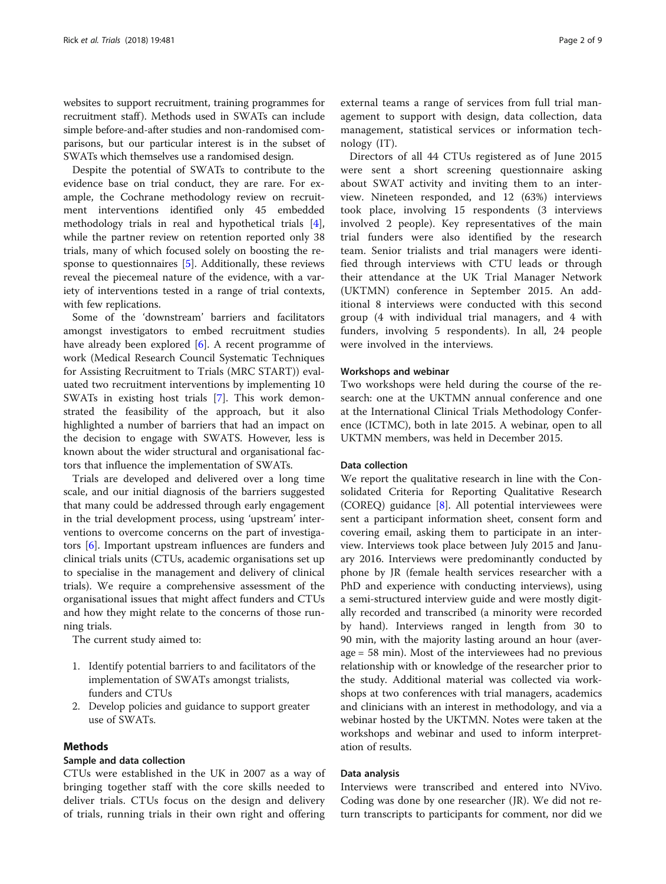websites to support recruitment, training programmes for recruitment staff). Methods used in SWATs can include simple before-and-after studies and non-randomised comparisons, but our particular interest is in the subset of SWATs which themselves use a randomised design.

Despite the potential of SWATs to contribute to the evidence base on trial conduct, they are rare. For example, the Cochrane methodology review on recruitment interventions identified only 45 embedded methodology trials in real and hypothetical trials [4], while the partner review on retention reported only 38 trials, many of which focused solely on boosting the response to questionnaires [5]. Additionally, these reviews reveal the piecemeal nature of the evidence, with a variety of interventions tested in a range of trial contexts, with few replications.

Some of the 'downstream' barriers and facilitators amongst investigators to embed recruitment studies have already been explored [6]. A recent programme of work (Medical Research Council Systematic Techniques for Assisting Recruitment to Trials (MRC START)) evaluated two recruitment interventions by implementing 10 SWATs in existing host trials [7]. This work demonstrated the feasibility of the approach, but it also highlighted a number of barriers that had an impact on the decision to engage with SWATS. However, less is known about the wider structural and organisational factors that influence the implementation of SWATs.

Trials are developed and delivered over a long time scale, and our initial diagnosis of the barriers suggested that many could be addressed through early engagement in the trial development process, using 'upstream' interventions to overcome concerns on the part of investigators [6]. Important upstream influences are funders and clinical trials units (CTUs, academic organisations set up to specialise in the management and delivery of clinical trials). We require a comprehensive assessment of the organisational issues that might affect funders and CTUs and how they might relate to the concerns of those running trials.

The current study aimed to:

1. Identify potential barriers to and facilitators of the implementation of SWATs amongst trialists, funders and CTUs
2. Develop policies and guidance to support greater use of SWATs.

## Methods

### Sample and data collection

CTUs were established in the UK in 2007 as a way of bringing together staff with the core skills needed to deliver trials. CTUs focus on the design and delivery of trials, running trials in their own right and offering external teams a range of services from full trial management to support with design, data collection, data management, statistical services or information technology (IT).

Directors of all 44 CTUs registered as of June 2015 were sent a short screening questionnaire asking about SWAT activity and inviting them to an interview. Nineteen responded, and 12 (63%) interviews took place, involving 15 respondents (3 interviews involved 2 people). Key representatives of the main trial funders were also identified by the research team. Senior trialists and trial managers were identified through interviews with CTU leads or through their attendance at the UK Trial Manager Network (UKTMN) conference in September 2015. An additional 8 interviews were conducted with this second group (4 with individual trial managers, and 4 with funders, involving 5 respondents). In all, 24 people were involved in the interviews.

### Workshops and webinar

Two workshops were held during the course of the research: one at the UKTMN annual conference and one at the International Clinical Trials Methodology Conference (ICTMC), both in late 2015. A webinar, open to all UKTMN members, was held in December 2015.

### Data collection

We report the qualitative research in line with the Consolidated Criteria for Reporting Qualitative Research (COREQ) guidance [8]. All potential interviewees were sent a participant information sheet, consent form and covering email, asking them to participate in an interview. Interviews took place between July 2015 and January 2016. Interviews were predominantly conducted by phone by JR (female health services researcher with a PhD and experience with conducting interviews), using a semi-structured interview guide and were mostly digitally recorded and transcribed (a minority were recorded by hand). Interviews ranged in length from 30 to 90 min, with the majority lasting around an hour (average = 58 min). Most of the interviewees had no previous relationship with or knowledge of the researcher prior to the study. Additional material was collected via workshops at two conferences with trial managers, academics and clinicians with an interest in methodology, and via a webinar hosted by the UKTMN. Notes were taken at the workshops and webinar and used to inform interpretation of results.

### Data analysis

Interviews were transcribed and entered into NVivo. Coding was done by one researcher (JR). We did not return transcripts to participants for comment, nor did we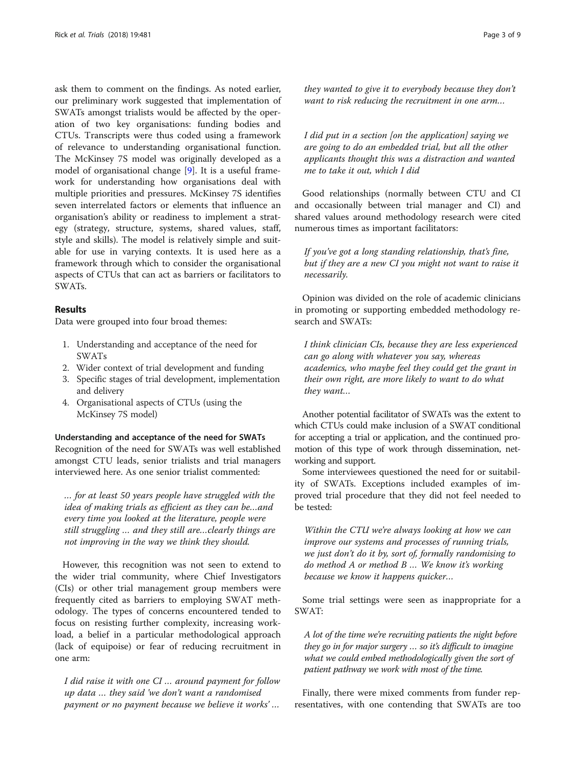ask them to comment on the findings. As noted earlier, our preliminary work suggested that implementation of SWATs amongst trialists would be affected by the operation of two key organisations: funding bodies and CTUs. Transcripts were thus coded using a framework of relevance to understanding organisational function. The McKinsey 7S model was originally developed as a model of organisational change [9]. It is a useful framework for understanding how organisations deal with multiple priorities and pressures. McKinsey 7S identifies seven interrelated factors or elements that influence an organisation's ability or readiness to implement a strategy (strategy, structure, systems, shared values, staff, style and skills). The model is relatively simple and suitable for use in varying contexts. It is used here as a framework through which to consider the organisational aspects of CTUs that can act as barriers or facilitators to SWATs.

## Results

Data were grouped into four broad themes:

1. Understanding and acceptance of the need for SWATs
2. Wider context of trial development and funding
3. Specific stages of trial development, implementation and delivery
4. Organisational aspects of CTUs (using the McKinsey 7S model)

### Understanding and acceptance of the need for SWATs

Recognition of the need for SWATs was well established amongst CTU leads, senior trialists and trial managers interviewed here. As one senior trialist commented:

> *… for at least 50 years people have struggled with the idea of making trials as efficient as they can be…and every time you looked at the literature, people were still struggling … and they still are…clearly things are not improving in the way we think they should.*

However, this recognition was not seen to extend to the wider trial community, where Chief Investigators (CIs) or other trial management group members were frequently cited as barriers to employing SWAT methodology. The types of concerns encountered tended to focus on resisting further complexity, increasing workload, a belief in a particular methodological approach (lack of equipoise) or fear of reducing recruitment in one arm:

> *I did raise it with one CI … around payment for follow up data … they said 'we don't want a randomised payment or no payment because we believe it works' … they wanted to give it to everybody because they don't want to risk reducing the recruitment in one arm…*

> *I did put in a section [on the application] saying we are going to do an embedded trial, but all the other applicants thought this was a distraction and wanted me to take it out, which I did*

Good relationships (normally between CTU and CI and occasionally between trial manager and CI) and shared values around methodology research were cited numerous times as important facilitators:

> *If you've got a long standing relationship, that's fine, but if they are a new CI you might not want to raise it necessarily.*

Opinion was divided on the role of academic clinicians in promoting or supporting embedded methodology research and SWATs:

> *I think clinician CIs, because they are less experienced can go along with whatever you say, whereas academics, who maybe feel they could get the grant in their own right, are more likely to want to do what they want…*

Another potential facilitator of SWATs was the extent to which CTUs could make inclusion of a SWAT conditional for accepting a trial or application, and the continued promotion of this type of work through dissemination, networking and support.

Some interviewees questioned the need for or suitability of SWATs. Exceptions included examples of improved trial procedure that they did not feel needed to be tested:

> *Within the CTU we're always looking at how we can improve our systems and processes of running trials, we just don't do it by, sort of, formally randomising to do method A or method B … We know it's working because we know it happens quicker…*

Some trial settings were seen as inappropriate for a SWAT:

> *A lot of the time we're recruiting patients the night before they go in for major surgery … so it's difficult to imagine what we could embed methodologically given the sort of patient pathway we work with most of the time.*

Finally, there were mixed comments from funder representatives, with one contending that SWATs are too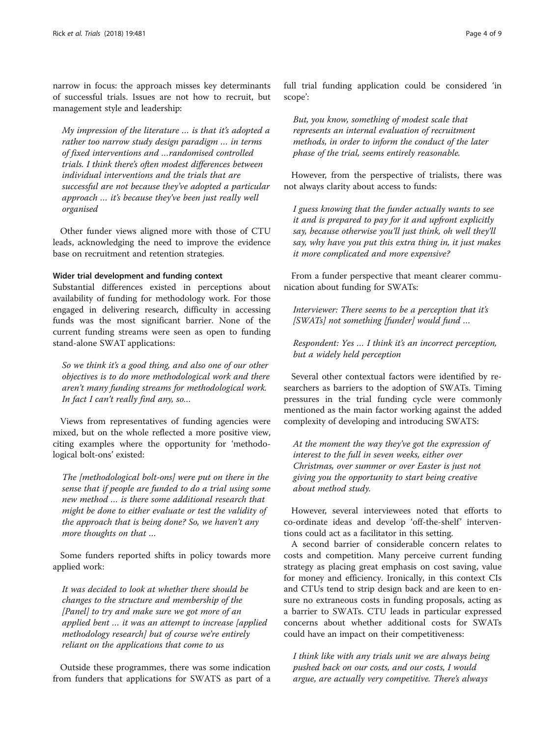narrow in focus: the approach misses key determinants of successful trials. Issues are not how to recruit, but management style and leadership:

> *My impression of the literature … is that it's adopted a rather too narrow study design paradigm … in terms of fixed interventions and …randomised controlled trials. I think there's often modest differences between individual interventions and the trials that are successful are not because they've adopted a particular approach … it's because they've been just really well organised*

Other funder views aligned more with those of CTU leads, acknowledging the need to improve the evidence base on recruitment and retention strategies.

#### Wider trial development and funding context

Substantial differences existed in perceptions about availability of funding for methodology work. For those engaged in delivering research, difficulty in accessing funds was the most significant barrier. None of the current funding streams were seen as open to funding stand-alone SWAT applications:

> *So we think it's a good thing, and also one of our other objectives is to do more methodological work and there aren't many funding streams for methodological work. In fact I can't really find any, so…*

Views from representatives of funding agencies were mixed, but on the whole reflected a more positive view, citing examples where the opportunity for 'methodological bolt-ons' existed:

> *The [methodological bolt-ons] were put on there in the sense that if people are funded to do a trial using some new method … is there some additional research that might be done to either evaluate or test the validity of the approach that is being done? So, we haven't any more thoughts on that …*

Some funders reported shifts in policy towards more applied work:

> *It was decided to look at whether there should be changes to the structure and membership of the [Panel] to try and make sure we got more of an applied bent … it was an attempt to increase [applied methodology research] but of course we're entirely reliant on the applications that come to us*

Outside these programmes, there was some indication from funders that applications for SWATS as part of a full trial funding application could be considered 'in scope':

> *But, you know, something of modest scale that represents an internal evaluation of recruitment methods, in order to inform the conduct of the later phase of the trial, seems entirely reasonable.*

However, from the perspective of trialists, there was not always clarity about access to funds:

> *I guess knowing that the funder actually wants to see it and is prepared to pay for it and upfront explicitly say, because otherwise you'll just think, oh well they'll say, why have you put this extra thing in, it just makes it more complicated and more expensive?*

From a funder perspective that meant clearer communication about funding for SWATs:

> *Interviewer: There seems to be a perception that it's [SWATs] not something [funder] would fund …*
>
> *Respondent: Yes … I think it's an incorrect perception, but a widely held perception*

Several other contextual factors were identified by researchers as barriers to the adoption of SWATs. Timing pressures in the trial funding cycle were commonly mentioned as the main factor working against the added complexity of developing and introducing SWATS:

> *At the moment the way they've got the expression of interest to the full in seven weeks, either over Christmas, over summer or over Easter is just not giving you the opportunity to start being creative about method study.*

However, several interviewees noted that efforts to co-ordinate ideas and develop 'off-the-shelf' interventions could act as a facilitator in this setting.

A second barrier of considerable concern relates to costs and competition. Many perceive current funding strategy as placing great emphasis on cost saving, value for money and efficiency. Ironically, in this context CIs and CTUs tend to strip design back and are keen to ensure no extraneous costs in funding proposals, acting as a barrier to SWATs. CTU leads in particular expressed concerns about whether additional costs for SWATs could have an impact on their competitiveness:

> *I think like with any trials unit we are always being pushed back on our costs, and our costs, I would argue, are actually very competitive. There's always*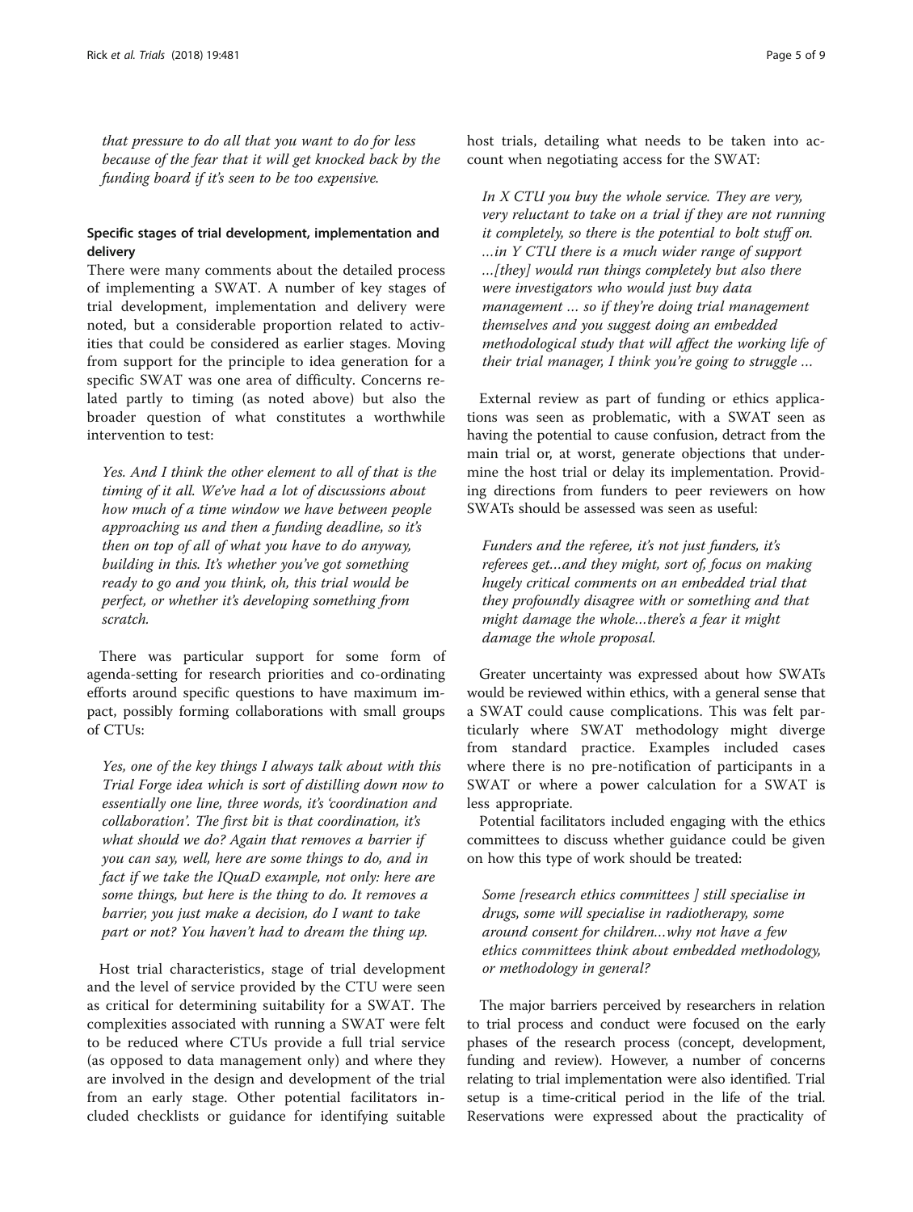*that pressure to do all that you want to do for less because of the fear that it will get knocked back by the funding board if it's seen to be too expensive.*

### Specific stages of trial development, implementation and delivery

There were many comments about the detailed process of implementing a SWAT. A number of key stages of trial development, implementation and delivery were noted, but a considerable proportion related to activities that could be considered as earlier stages. Moving from support for the principle to idea generation for a specific SWAT was one area of difficulty. Concerns related partly to timing (as noted above) but also the broader question of what constitutes a worthwhile intervention to test:

> *Yes. And I think the other element to all of that is the timing of it all. We've had a lot of discussions about how much of a time window we have between people approaching us and then a funding deadline, so it's then on top of all of what you have to do anyway, building in this. It's whether you've got something ready to go and you think, oh, this trial would be perfect, or whether it's developing something from scratch.*

There was particular support for some form of agenda-setting for research priorities and co-ordinating efforts around specific questions to have maximum impact, possibly forming collaborations with small groups of CTUs:

> *Yes, one of the key things I always talk about with this Trial Forge idea which is sort of distilling down now to essentially one line, three words, it's 'coordination and collaboration'. The first bit is that coordination, it's what should we do? Again that removes a barrier if you can say, well, here are some things to do, and in fact if we take the IQuaD example, not only: here are some things, but here is the thing to do. It removes a barrier, you just make a decision, do I want to take part or not? You haven't had to dream the thing up.*

Host trial characteristics, stage of trial development and the level of service provided by the CTU were seen as critical for determining suitability for a SWAT. The complexities associated with running a SWAT were felt to be reduced where CTUs provide a full trial service (as opposed to data management only) and where they are involved in the design and development of the trial from an early stage. Other potential facilitators included checklists or guidance for identifying suitable host trials, detailing what needs to be taken into account when negotiating access for the SWAT:

> *In X CTU you buy the whole service. They are very, very reluctant to take on a trial if they are not running it completely, so there is the potential to bolt stuff on. …in Y CTU there is a much wider range of support …[they] would run things completely but also there were investigators who would just buy data management … so if they're doing trial management themselves and you suggest doing an embedded methodological study that will affect the working life of their trial manager, I think you're going to struggle …*

External review as part of funding or ethics applications was seen as problematic, with a SWAT seen as having the potential to cause confusion, detract from the main trial or, at worst, generate objections that undermine the host trial or delay its implementation. Providing directions from funders to peer reviewers on how SWATs should be assessed was seen as useful:

> *Funders and the referee, it's not just funders, it's referees get…and they might, sort of, focus on making hugely critical comments on an embedded trial that they profoundly disagree with or something and that might damage the whole…there's a fear it might damage the whole proposal.*

Greater uncertainty was expressed about how SWATs would be reviewed within ethics, with a general sense that a SWAT could cause complications. This was felt particularly where SWAT methodology might diverge from standard practice. Examples included cases where there is no pre-notification of participants in a SWAT or where a power calculation for a SWAT is less appropriate.

Potential facilitators included engaging with the ethics committees to discuss whether guidance could be given on how this type of work should be treated:

> *Some [research ethics committees ] still specialise in drugs, some will specialise in radiotherapy, some around consent for children…why not have a few ethics committees think about embedded methodology, or methodology in general?*

The major barriers perceived by researchers in relation to trial process and conduct were focused on the early phases of the research process (concept, development, funding and review). However, a number of concerns relating to trial implementation were also identified. Trial setup is a time-critical period in the life of the trial. Reservations were expressed about the practicality of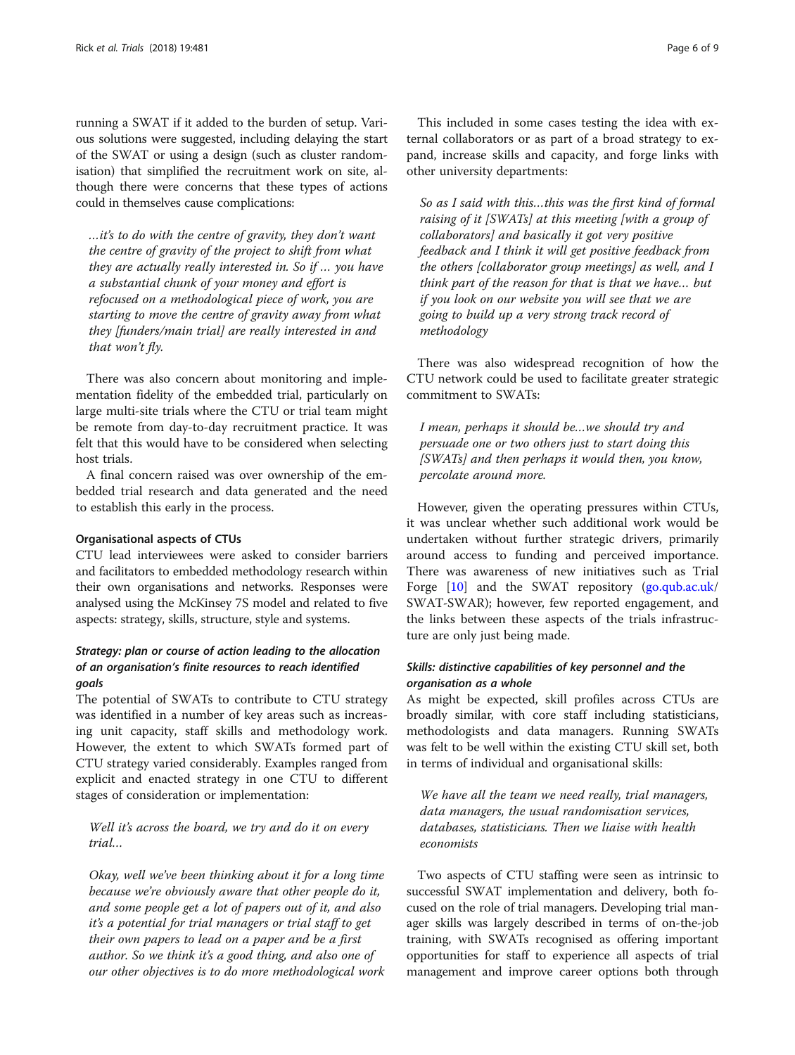running a SWAT if it added to the burden of setup. Various solutions were suggested, including delaying the start of the SWAT or using a design (such as cluster randomisation) that simplified the recruitment work on site, although there were concerns that these types of actions could in themselves cause complications:

> *…it's to do with the centre of gravity, they don't want the centre of gravity of the project to shift from what they are actually really interested in. So if … you have a substantial chunk of your money and effort is refocused on a methodological piece of work, you are starting to move the centre of gravity away from what they [funders/main trial] are really interested in and that won't fly.*

There was also concern about monitoring and implementation fidelity of the embedded trial, particularly on large multi-site trials where the CTU or trial team might be remote from day-to-day recruitment practice. It was felt that this would have to be considered when selecting host trials.

A final concern raised was over ownership of the embedded trial research and data generated and the need to establish this early in the process.

#### Organisational aspects of CTUs

CTU lead interviewees were asked to consider barriers and facilitators to embedded methodology research within their own organisations and networks. Responses were analysed using the McKinsey 7S model and related to five aspects: strategy, skills, structure, style and systems.

##### *Strategy: plan or course of action leading to the allocation of an organisation's finite resources to reach identified goals*

The potential of SWATs to contribute to CTU strategy was identified in a number of key areas such as increasing unit capacity, staff skills and methodology work. However, the extent to which SWATs formed part of CTU strategy varied considerably. Examples ranged from explicit and enacted strategy in one CTU to different stages of consideration or implementation:

> *Well it's across the board, we try and do it on every trial…*

> *Okay, well we've been thinking about it for a long time because we're obviously aware that other people do it, and some people get a lot of papers out of it, and also it's a potential for trial managers or trial staff to get their own papers to lead on a paper and be a first author. So we think it's a good thing, and also one of our other objectives is to do more methodological work*

This included in some cases testing the idea with external collaborators or as part of a broad strategy to expand, increase skills and capacity, and forge links with other university departments:

> *So as I said with this…this was the first kind of formal raising of it [SWATs] at this meeting [with a group of collaborators] and basically it got very positive feedback and I think it will get positive feedback from the others [collaborator group meetings] as well, and I think part of the reason for that is that we have… but if you look on our website you will see that we are going to build up a very strong track record of methodology*

There was also widespread recognition of how the CTU network could be used to facilitate greater strategic commitment to SWATs:

> *I mean, perhaps it should be…we should try and persuade one or two others just to start doing this [SWATs] and then perhaps it would then, you know, percolate around more.*

However, given the operating pressures within CTUs, it was unclear whether such additional work would be undertaken without further strategic drivers, primarily around access to funding and perceived importance. There was awareness of new initiatives such as Trial Forge [10] and the SWAT repository (go.qub.ac.uk/SWAT-SWAR); however, few reported engagement, and the links between these aspects of the trials infrastructure are only just being made.

##### *Skills: distinctive capabilities of key personnel and the organisation as a whole*

As might be expected, skill profiles across CTUs are broadly similar, with core staff including statisticians, methodologists and data managers. Running SWATs was felt to be well within the existing CTU skill set, both in terms of individual and organisational skills:

> *We have all the team we need really, trial managers, data managers, the usual randomisation services, databases, statisticians. Then we liaise with health economists*

Two aspects of CTU staffing were seen as intrinsic to successful SWAT implementation and delivery, both focused on the role of trial managers. Developing trial manager skills was largely described in terms of on-the-job training, with SWATs recognised as offering important opportunities for staff to experience all aspects of trial management and improve career options both through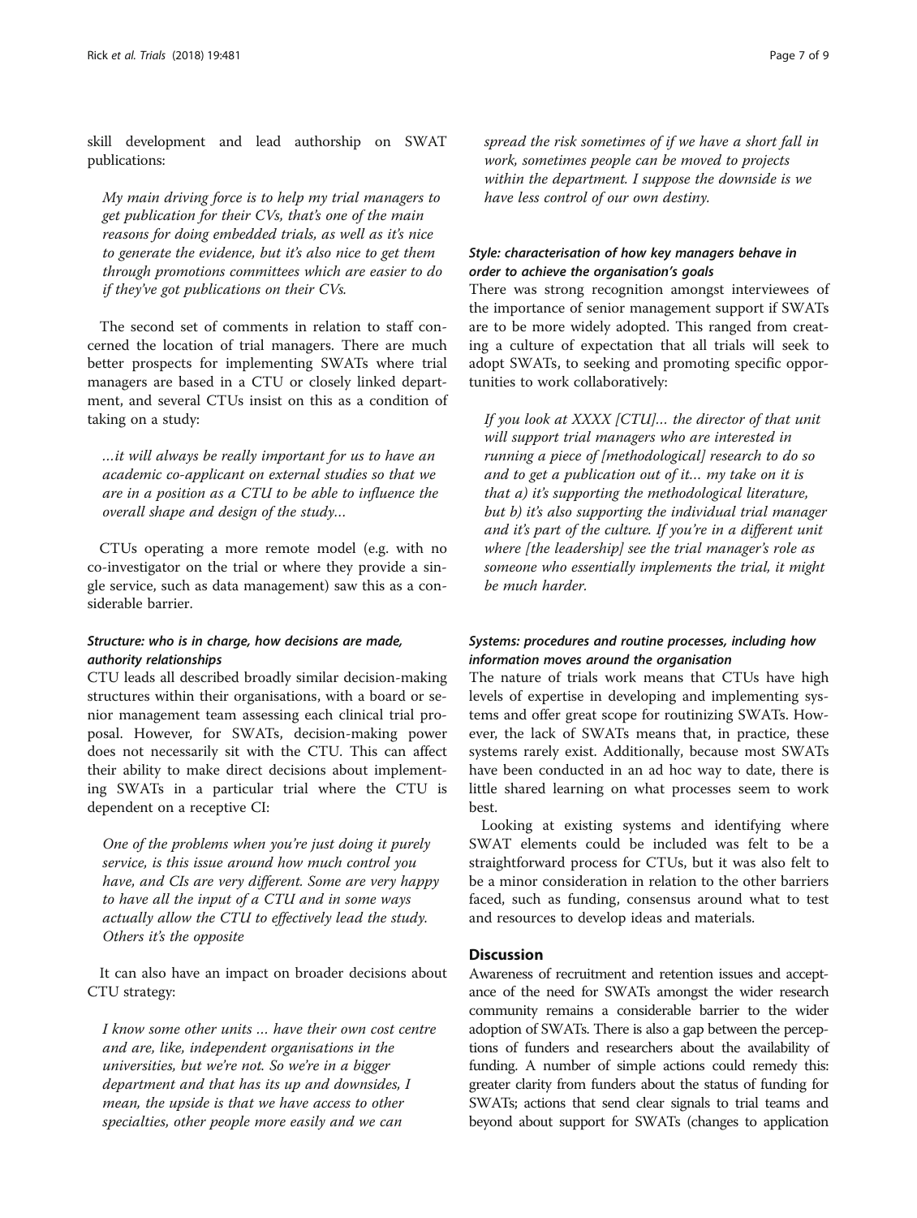skill development and lead authorship on SWAT publications:

> *My main driving force is to help my trial managers to get publication for their CVs, that's one of the main reasons for doing embedded trials, as well as it's nice to generate the evidence, but it's also nice to get them through promotions committees which are easier to do if they've got publications on their CVs.*

The second set of comments in relation to staff concerned the location of trial managers. There are much better prospects for implementing SWATs where trial managers are based in a CTU or closely linked department, and several CTUs insist on this as a condition of taking on a study:

> *…it will always be really important for us to have an academic co-applicant on external studies so that we are in a position as a CTU to be able to influence the overall shape and design of the study…*

CTUs operating a more remote model (e.g. with no co-investigator on the trial or where they provide a single service, such as data management) saw this as a considerable barrier.

#### *Structure: who is in charge, how decisions are made, authority relationships*

CTU leads all described broadly similar decision-making structures within their organisations, with a board or senior management team assessing each clinical trial proposal. However, for SWATs, decision-making power does not necessarily sit with the CTU. This can affect their ability to make direct decisions about implementing SWATs in a particular trial where the CTU is dependent on a receptive CI:

> *One of the problems when you're just doing it purely service, is this issue around how much control you have, and CIs are very different. Some are very happy to have all the input of a CTU and in some ways actually allow the CTU to effectively lead the study. Others it's the opposite*

It can also have an impact on broader decisions about CTU strategy:

> *I know some other units … have their own cost centre and are, like, independent organisations in the universities, but we're not. So we're in a bigger department and that has its up and downsides, I mean, the upside is that we have access to other specialties, other people more easily and we can spread the risk sometimes of if we have a short fall in work, sometimes people can be moved to projects within the department. I suppose the downside is we have less control of our own destiny.*

#### *Style: characterisation of how key managers behave in order to achieve the organisation's goals*

There was strong recognition amongst interviewees of the importance of senior management support if SWATs are to be more widely adopted. This ranged from creating a culture of expectation that all trials will seek to adopt SWATs, to seeking and promoting specific opportunities to work collaboratively:

> *If you look at XXXX [CTU]… the director of that unit will support trial managers who are interested in running a piece of [methodological] research to do so and to get a publication out of it… my take on it is that a) it's supporting the methodological literature, but b) it's also supporting the individual trial manager and it's part of the culture. If you're in a different unit where [the leadership] see the trial manager's role as someone who essentially implements the trial, it might be much harder.*

#### *Systems: procedures and routine processes, including how information moves around the organisation*

The nature of trials work means that CTUs have high levels of expertise in developing and implementing systems and offer great scope for routinizing SWATs. However, the lack of SWATs means that, in practice, these systems rarely exist. Additionally, because most SWATs have been conducted in an ad hoc way to date, there is little shared learning on what processes seem to work best.

Looking at existing systems and identifying where SWAT elements could be included was felt to be a straightforward process for CTUs, but it was also felt to be a minor consideration in relation to the other barriers faced, such as funding, consensus around what to test and resources to develop ideas and materials.

## Discussion

Awareness of recruitment and retention issues and acceptance of the need for SWATs amongst the wider research community remains a considerable barrier to the wider adoption of SWATs. There is also a gap between the perceptions of funders and researchers about the availability of funding. A number of simple actions could remedy this: greater clarity from funders about the status of funding for SWATs; actions that send clear signals to trial teams and beyond about support for SWATs (changes to application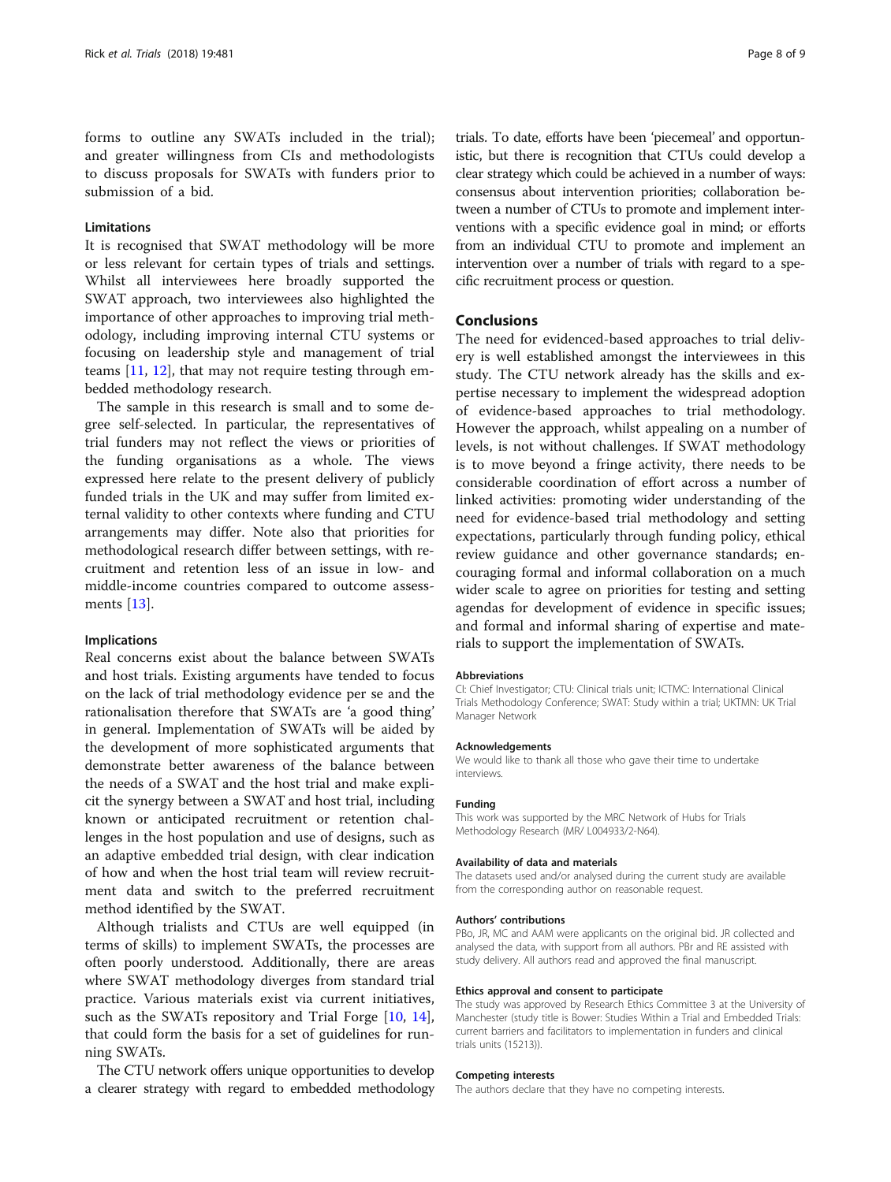forms to outline any SWATs included in the trial); and greater willingness from CIs and methodologists to discuss proposals for SWATs with funders prior to submission of a bid.

### Limitations

It is recognised that SWAT methodology will be more or less relevant for certain types of trials and settings. Whilst all interviewees here broadly supported the SWAT approach, two interviewees also highlighted the importance of other approaches to improving trial methodology, including improving internal CTU systems or focusing on leadership style and management of trial teams [11, 12], that may not require testing through embedded methodology research.

The sample in this research is small and to some degree self-selected. In particular, the representatives of trial funders may not reflect the views or priorities of the funding organisations as a whole. The views expressed here relate to the present delivery of publicly funded trials in the UK and may suffer from limited external validity to other contexts where funding and CTU arrangements may differ. Note also that priorities for methodological research differ between settings, with recruitment and retention less of an issue in low- and middle-income countries compared to outcome assessments [13].

### Implications

Real concerns exist about the balance between SWATs and host trials. Existing arguments have tended to focus on the lack of trial methodology evidence per se and the rationalisation therefore that SWATs are 'a good thing' in general. Implementation of SWATs will be aided by the development of more sophisticated arguments that demonstrate better awareness of the balance between the needs of a SWAT and the host trial and make explicit the synergy between a SWAT and host trial, including known or anticipated recruitment or retention challenges in the host population and use of designs, such as an adaptive embedded trial design, with clear indication of how and when the host trial team will review recruitment data and switch to the preferred recruitment method identified by the SWAT.

Although trialists and CTUs are well equipped (in terms of skills) to implement SWATs, the processes are often poorly understood. Additionally, there are areas where SWAT methodology diverges from standard trial practice. Various materials exist via current initiatives, such as the SWATs repository and Trial Forge [10, 14], that could form the basis for a set of guidelines for running SWATs.

The CTU network offers unique opportunities to develop a clearer strategy with regard to embedded methodology trials. To date, efforts have been 'piecemeal' and opportunistic, but there is recognition that CTUs could develop a clear strategy which could be achieved in a number of ways: consensus about intervention priorities; collaboration between a number of CTUs to promote and implement interventions with a specific evidence goal in mind; or efforts from an individual CTU to promote and implement an intervention over a number of trials with regard to a specific recruitment process or question.

## Conclusions

The need for evidenced-based approaches to trial delivery is well established amongst the interviewees in this study. The CTU network already has the skills and expertise necessary to implement the widespread adoption of evidence-based approaches to trial methodology. However the approach, whilst appealing on a number of levels, is not without challenges. If SWAT methodology is to move beyond a fringe activity, there needs to be considerable coordination of effort across a number of linked activities: promoting wider understanding of the need for evidence-based trial methodology and setting expectations, particularly through funding policy, ethical review guidance and other governance standards; encouraging formal and informal collaboration on a much wider scale to agree on priorities for testing and setting agendas for development of evidence in specific issues; and formal and informal sharing of expertise and materials to support the implementation of SWATs.

#### Abbreviations

CI: Chief Investigator; CTU: Clinical trials unit; ICTMC: International Clinical Trials Methodology Conference; SWAT: Study within a trial; UKTMN: UK Trial Manager Network

#### Acknowledgements

We would like to thank all those who gave their time to undertake interviews.

#### Funding

This work was supported by the MRC Network of Hubs for Trials Methodology Research (MR/ L004933/2-N64).

#### Availability of data and materials

The datasets used and/or analysed during the current study are available from the corresponding author on reasonable request.

#### Authors' contributions

PBo, JR, MC and AAM were applicants on the original bid. JR collected and analysed the data, with support from all authors. PBr and RE assisted with study delivery. All authors read and approved the final manuscript.

#### Ethics approval and consent to participate

The study was approved by Research Ethics Committee 3 at the University of Manchester (study title is Bower: Studies Within a Trial and Embedded Trials: current barriers and facilitators to implementation in funders and clinical trials units (15213)).

#### Competing interests

The authors declare that they have no competing interests.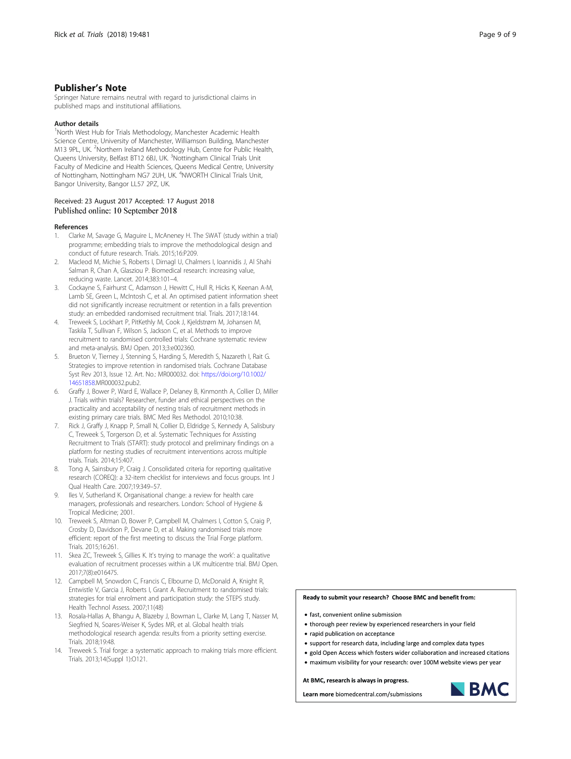## Publisher's Note

Springer Nature remains neutral with regard to jurisdictional claims in published maps and institutional affiliations.

### Author details

[1]North West Hub for Trials Methodology, Manchester Academic Health Science Centre, University of Manchester, Williamson Building, Manchester M13 9PL, UK. [2]Northern Ireland Methodology Hub, Centre for Public Health, Queens University, Belfast BT12 6BJ, UK. [3]Nottingham Clinical Trials Unit Faculty of Medicine and Health Sciences, Queens Medical Centre, University of Nottingham, Nottingham NG7 2UH, UK. [4]NWORTH Clinical Trials Unit, Bangor University, Bangor LL57 2PZ, UK.

Received: 23 August 2017 Accepted: 17 August 2018
Published online: 10 September 2018

### References

1. Clarke M, Savage G, Maguire L, McAneney H. The SWAT (study within a trial) programme; embedding trials to improve the methodological design and conduct of future research. Trials. 2015;16:P209.
2. Macleod M, Michie S, Roberts I, Dirnagl U, Chalmers I, Ioannidis J, Al Shahi Salman R, Chan A, Glasziou P. Biomedical research: increasing value, reducing waste. Lancet. 2014;383:101–4.
3. Cockayne S, Fairhurst C, Adamson J, Hewitt C, Hull R, Hicks K, Keenan A-M, Lamb SE, Green L, McIntosh C, et al. An optimised patient information sheet did not significantly increase recruitment or retention in a falls prevention study: an embedded randomised recruitment trial. Trials. 2017;18:144.
4. Treweek S, Lockhart P, PitKethly M, Cook J, Kjeldstrøm M, Johansen M, Taskila T, Sullivan F, Wilson S, Jackson C, et al. Methods to improve recruitment to randomised controlled trials: Cochrane systematic review and meta-analysis. BMJ Open. 2013;3:e002360.
5. Brueton V, Tierney J, Stenning S, Harding S, Meredith S, Nazareth I, Rait G. Strategies to improve retention in randomised trials. Cochrane Database Syst Rev 2013, Issue 12. Art. No.: MR000032. doi: https://doi.org/10.1002/14651858.MR000032.pub2.
6. Graffy J, Bower P, Ward E, Wallace P, Delaney B, Kinmonth A, Collier D, Miller J. Trials within trials? Researcher, funder and ethical perspectives on the practicality and acceptability of nesting trials of recruitment methods in existing primary care trials. BMC Med Res Methodol. 2010;10:38.
7. Rick J, Graffy J, Knapp P, Small N, Collier D, Eldridge S, Kennedy A, Salisbury C, Treweek S, Torgerson D, et al. Systematic Techniques for Assisting Recruitment to Trials (START): study protocol and preliminary findings on a platform for nesting studies of recruitment interventions across multiple trials. Trials. 2014;15:407.
8. Tong A, Sainsbury P, Craig J. Consolidated criteria for reporting qualitative research (COREQ): a 32-item checklist for interviews and focus groups. Int J Qual Health Care. 2007;19:349–57.
9. Iles V, Sutherland K. Organisational change: a review for health care managers, professionals and researchers. London: School of Hygiene & Tropical Medicine; 2001.
10. Treweek S, Altman D, Bower P, Campbell M, Chalmers I, Cotton S, Craig P, Crosby D, Davidson P, Devane D, et al. Making randomised trials more efficient: report of the first meeting to discuss the Trial Forge platform. Trials. 2015;16:261.
11. Skea ZC, Treweek S, Gillies K. It's trying to manage the work': a qualitative evaluation of recruitment processes within a UK multicentre trial. BMJ Open. 2017;7(8):e016475.
12. Campbell M, Snowdon C, Francis C, Elbourne D, McDonald A, Knight R, Entwistle V, Garcia J, Roberts I, Grant A. Recruitment to randomised trials: strategies for trial enrolment and participation study: the STEPS study. Health Technol Assess. 2007;11(48)
13. Rosala-Hallas A, Bhangu A, Blazeby J, Bowman L, Clarke M, Lang T, Nasser M, Siegfried N, Soares-Weiser K, Sydes MR, et al. Global health trials methodological research agenda: results from a priority setting exercise. Trials. 2018;19:48.
14. Treweek S. Trial forge: a systematic approach to making trials more efficient. Trials. 2013;14(Suppl 1):O121.

**Ready to submit your research? Choose BMC and benefit from:**

- fast, convenient online submission
- thorough peer review by experienced researchers in your field
- rapid publication on acceptance
- support for research data, including large and complex data types
- gold Open Access which fosters wider collaboration and increased citations
- maximum visibility for your research: over 100M website views per year

**At BMC, research is always in progress.**

**Learn more** biomedcentral.com/submissions

BMC